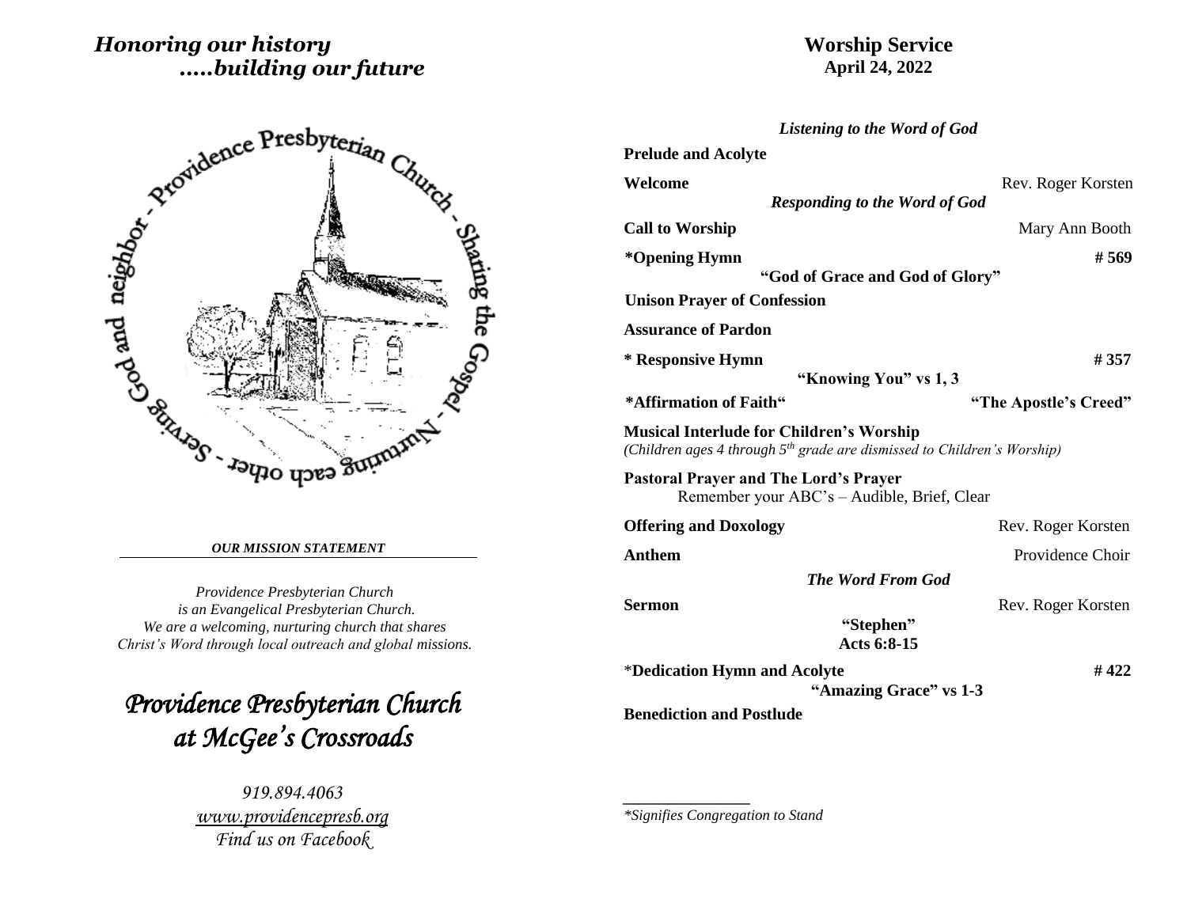*Honoring our history*
*.....building our future*

Providence Presbyterian Church - Sharing the Gospel - Nurturing each other - Serving God and neighbor

***OUR MISSION STATEMENT***

*Providence Presbyterian Church*
*is an Evangelical Presbyterian Church.*
*We are a welcoming, nurturing church that shares*
*Christ's Word through local outreach and global missions.*

# *Providence Presbyterian Church at McGee's Crossroads*

*919.894.4063*
*www.providencepresb.org*
*Find us on Facebook*

## Worship Service
**April 24, 2022**

***Listening to the Word of God***

**Prelude and Acolyte**

**Welcome** — Rev. Roger Korsten

***Responding to the Word of God***

**Call to Worship** — Mary Ann Booth

***Opening Hymn** — **# 569**
**"God of Grace and God of Glory"**

**Unison Prayer of Confession**

**Assurance of Pardon**

*** Responsive Hymn** — **# 357**
**"Knowing You" vs 1, 3**

***Affirmation of Faith"** — **"The Apostle's Creed"**

**Musical Interlude for Children's Worship**
*(Children ages 4 through 5th grade are dismissed to Children's Worship)*

**Pastoral Prayer and The Lord's Prayer**
Remember your ABC's – Audible, Brief, Clear

**Offering and Doxology** — Rev. Roger Korsten

**Anthem** — Providence Choir

***The Word From God***

**Sermon** — Rev. Roger Korsten
**"Stephen"**
**Acts 6:8-15**

***Dedication Hymn and Acolyte** — **# 422**
**"Amazing Grace" vs 1-3**

**Benediction and Postlude**

---

**Signifies Congregation to Stand*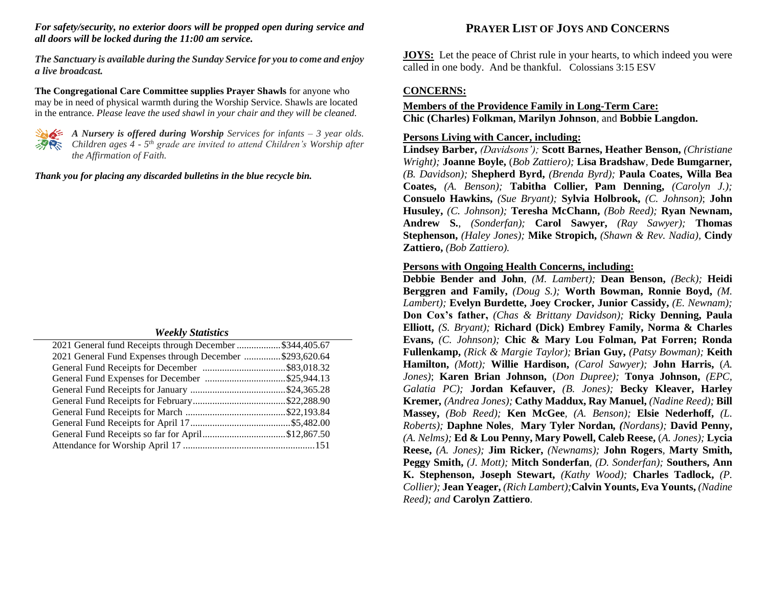***For safety/security, no exterior doors will be propped open during service and all doors will be locked during the 11:00 am service.***

***The Sanctuary is available during the Sunday Service for you to come and enjoy a live broadcast.***

**The Congregational Care Committee supplies Prayer Shawls** for anyone who may be in need of physical warmth during the Worship Service. Shawls are located in the entrance. *Please leave the used shawl in your chair and they will be cleaned.*

***A Nursery is offered during Worship*** *Services for infants – 3 year olds. Children ages 4 - 5th grade are invited to attend Children's Worship after the Affirmation of Faith.*

***Thank you for placing any discarded bulletins in the blue recycle bin.***

***Weekly Statistics***

| | |
|---|---|
| 2021 General fund Receipts through December | $344,405.67 |
| 2021 General Fund Expenses through December | $293,620.64 |
| General Fund Receipts for December | $83,018.32 |
| General Fund Expenses for December | $25,944.13 |
| General Fund Receipts for January | $24,365.28 |
| General Fund Receipts for February | $22,288.90 |
| General Fund Receipts for March | $22,193.84 |
| General Fund Receipts for April 17 | $5,482.00 |
| General Fund Receipts so far for April | $12,867.50 |
| Attendance for Worship April 17 | 151 |

# PRAYER LIST OF JOYS AND CONCERNS

**JOYS:** Let the peace of Christ rule in your hearts, to which indeed you were called in one body. And be thankful. Colossians 3:15 ESV

**CONCERNS:**

**Members of the Providence Family in Long-Term Care:**
**Chic (Charles) Folkman, Marilyn Johnson**, and **Bobbie Langdon.**

**Persons Living with Cancer, including:**
**Lindsey Barber,** *(Davidsons');* **Scott Barnes, Heather Benson,** *(Christiane Wright);* **Joanne Boyle,** (*Bob Zattiero);* **Lisa Bradshaw**, **Dede Bumgarner,** *(B. Davidson);* **Shepherd Byrd,** *(Brenda Byrd);* **Paula Coates, Willa Bea Coates,** *(A. Benson);* **Tabitha Collier, Pam Denning,** *(Carolyn J.);* **Consuelo Hawkins,** *(Sue Bryant);* **Sylvia Holbrook,** *(C. Johnson)*; **John Husuley,** *(C. Johnson);* **Teresha McChann,** *(Bob Reed);* **Ryan Newnam, Andrew S.**, *(Sonderfan);* **Carol Sawyer,** *(Ray Sawyer);* **Thomas Stephenson,** *(Haley Jones);* **Mike Stropich,** *(Shawn & Rev. Nadia),* **Cindy Zattiero,** *(Bob Zattiero).*

**Persons with Ongoing Health Concerns, including:**
**Debbie Bender and John**, *(M. Lambert);* **Dean Benson,** *(Beck);* **Heidi Berggren and Family,** *(Doug S.);* **Worth Bowman, Ronnie Boyd,** *(M. Lambert);* **Evelyn Burdette, Joey Crocker, Junior Cassidy,** *(E. Newnam);* **Don Cox's father,** *(Chas & Brittany Davidson);* **Ricky Denning, Paula Elliott,** *(S. Bryant);* **Richard (Dick) Embrey Family, Norma & Charles Evans,** *(C. Johnson);* **Chic & Mary Lou Folman, Pat Forren; Ronda Fullenkamp,** *(Rick & Margie Taylor);* **Brian Guy,** *(Patsy Bowman);* **Keith Hamilton,** *(Mott);* **Willie Hardison,** *(Carol Sawyer);* **John Harris,** (*A. Jones)*; **Karen Brian Johnson,** (*Don Dupree);* **Tonya Johnson,** *(EPC, Galatia PC);* **Jordan Kefauver,** *(B. Jones);* **Becky Kleaver, Harley Kremer,** *(Andrea Jones);* **Cathy Maddux, Ray Manuel,** *(Nadine Reed);* **Bill Massey,** *(Bob Reed);* **Ken McGee**, *(A. Benson);* **Elsie Nederhoff,** *(L. Roberts);* **Daphne Noles**, **Mary Tyler Nordan,** ***(****Nordans);* **David Penny,** *(A. Nelms);* **Ed & Lou Penny, Mary Powell, Caleb Reese,** (*A. Jones);* **Lycia Reese,** *(A. Jones);* **Jim Ricker,** *(Newnams);* **John Rogers**, **Marty Smith, Peggy Smith,** *(J. Mott);* **Mitch Sonderfan**, *(D. Sonderfan);* **Southers, Ann K. Stephenson, Joseph Stewart,** *(Kathy Wood);* **Charles Tadlock,** *(P. Collier);* **Jean Yeager,** *(Rich Lambert);***Calvin Younts, Eva Younts,** *(Nadine Reed); and* **Carolyn Zattiero**.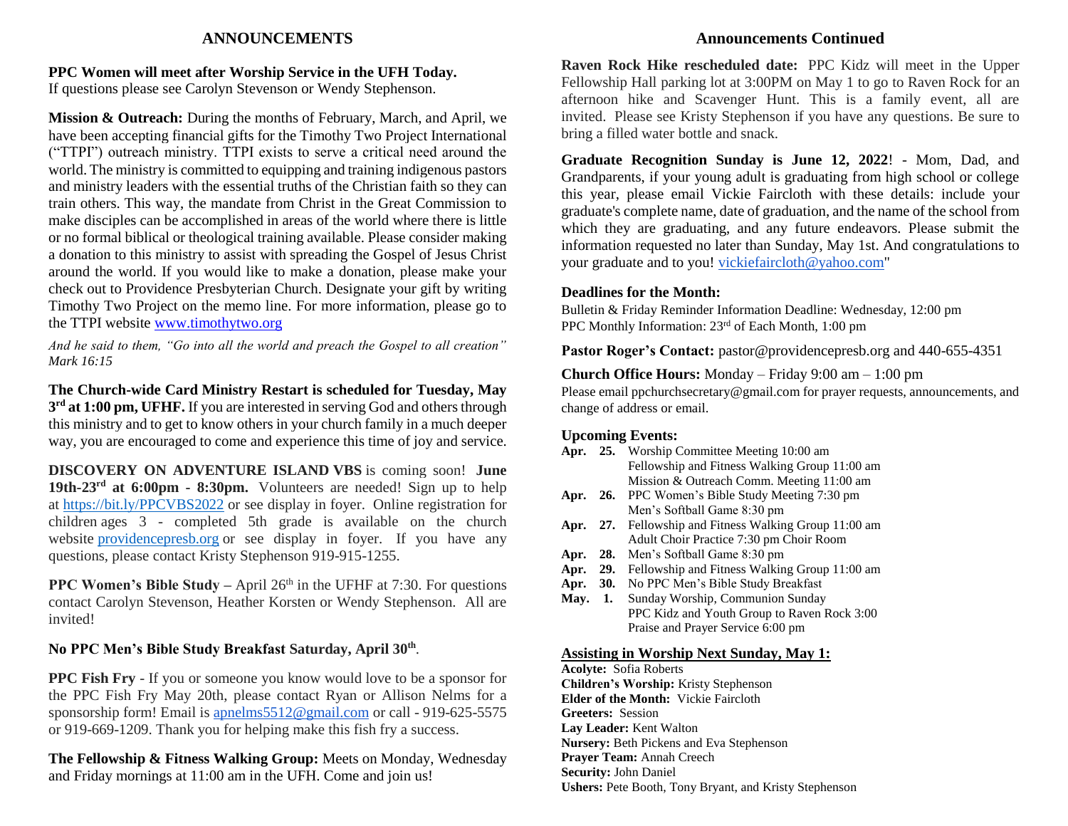## ANNOUNCEMENTS

**PPC Women will meet after Worship Service in the UFH Today.**
If questions please see Carolyn Stevenson or Wendy Stephenson.

**Mission & Outreach:** During the months of February, March, and April, we have been accepting financial gifts for the Timothy Two Project International ("TTPI") outreach ministry. TTPI exists to serve a critical need around the world. The ministry is committed to equipping and training indigenous pastors and ministry leaders with the essential truths of the Christian faith so they can train others. This way, the mandate from Christ in the Great Commission to make disciples can be accomplished in areas of the world where there is little or no formal biblical or theological training available. Please consider making a donation to this ministry to assist with spreading the Gospel of Jesus Christ around the world. If you would like to make a donation, please make your check out to Providence Presbyterian Church. Designate your gift by writing Timothy Two Project on the memo line. For more information, please go to the TTPI website www.timothytwo.org

*And he said to them, "Go into all the world and preach the Gospel to all creation" Mark 16:15*

**The Church-wide Card Ministry Restart is scheduled for Tuesday, May 3rd at 1:00 pm, UFHF.** If you are interested in serving God and others through this ministry and to get to know others in your church family in a much deeper way, you are encouraged to come and experience this time of joy and service.

**DISCOVERY ON ADVENTURE ISLAND VBS** is coming soon! **June 19th-23rd at 6:00pm - 8:30pm.** Volunteers are needed! Sign up to help at https://bit.ly/PPCVBS2022 or see display in foyer. Online registration for children ages 3 - completed 5th grade is available on the church website providencepresb.org or see display in foyer. If you have any questions, please contact Kristy Stephenson 919-915-1255.

**PPC Women's Bible Study –** April 26th in the UFHF at 7:30. For questions contact Carolyn Stevenson, Heather Korsten or Wendy Stephenson. All are invited!

**No PPC Men's Bible Study Breakfast Saturday, April 30th**.

**PPC Fish Fry** - If you or someone you know would love to be a sponsor for the PPC Fish Fry May 20th, please contact Ryan or Allison Nelms for a sponsorship form! Email is apnelms5512@gmail.com or call - 919-625-5575 or 919-669-1209. Thank you for helping make this fish fry a success.

**The Fellowship & Fitness Walking Group:** Meets on Monday, Wednesday and Friday mornings at 11:00 am in the UFH. Come and join us!

## Announcements Continued

**Raven Rock Hike rescheduled date:** PPC Kidz will meet in the Upper Fellowship Hall parking lot at 3:00PM on May 1 to go to Raven Rock for an afternoon hike and Scavenger Hunt. This is a family event, all are invited. Please see Kristy Stephenson if you have any questions. Be sure to bring a filled water bottle and snack.

**Graduate Recognition Sunday is June 12, 2022**! - Mom, Dad, and Grandparents, if your young adult is graduating from high school or college this year, please email Vickie Faircloth with these details: include your graduate's complete name, date of graduation, and the name of the school from which they are graduating, and any future endeavors. Please submit the information requested no later than Sunday, May 1st. And congratulations to your graduate and to you! vickiefaircloth@yahoo.com"

**Deadlines for the Month:**
Bulletin & Friday Reminder Information Deadline: Wednesday, 12:00 pm
PPC Monthly Information: 23rd of Each Month, 1:00 pm

**Pastor Roger's Contact:** pastor@providencepresb.org and 440-655-4351

**Church Office Hours:** Monday – Friday 9:00 am – 1:00 pm
Please email ppchurchsecretary@gmail.com for prayer requests, announcements, and change of address or email.

**Upcoming Events:**

| | | |
|---|---|---|
| **Apr.** | **25.** | Worship Committee Meeting 10:00 am |
| | | Fellowship and Fitness Walking Group 11:00 am |
| | | Mission & Outreach Comm. Meeting 11:00 am |
| **Apr.** | **26.** | PPC Women's Bible Study Meeting 7:30 pm |
| | | Men's Softball Game 8:30 pm |
| **Apr.** | **27.** | Fellowship and Fitness Walking Group 11:00 am |
| | | Adult Choir Practice 7:30 pm Choir Room |
| **Apr.** | **28.** | Men's Softball Game 8:30 pm |
| **Apr.** | **29.** | Fellowship and Fitness Walking Group 11:00 am |
| **Apr.** | **30.** | No PPC Men's Bible Study Breakfast |
| **May.** | **1.** | Sunday Worship, Communion Sunday |
| | | PPC Kidz and Youth Group to Raven Rock 3:00 |
| | | Praise and Prayer Service 6:00 pm |

**Assisting in Worship Next Sunday, May 1:**

**Acolyte:** Sofia Roberts
**Children's Worship:** Kristy Stephenson
**Elder of the Month:** Vickie Faircloth
**Greeters:** Session
**Lay Leader:** Kent Walton
**Nursery:** Beth Pickens and Eva Stephenson
**Prayer Team:** Annah Creech
**Security:** John Daniel
**Ushers:** Pete Booth, Tony Bryant, and Kristy Stephenson